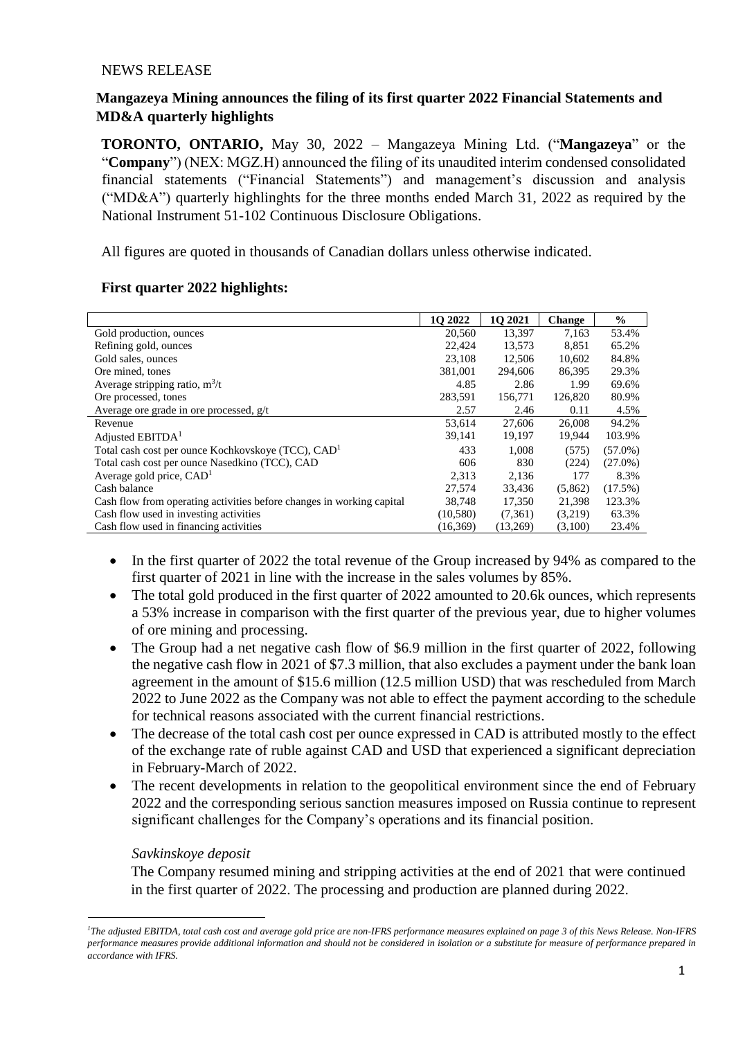NEWS RELEASE

## Mangazeya Mining announces the filing of its first quarter 2022 Financial Statements and MD&A quarterly highlights

**TORONTO, ONTARIO,** May 30, 2022 – Mangazeya Mining Ltd. ("**Mangazeya**" or the "**Company**") (NEX: MGZ.H) announced the filing of its unaudited interim condensed consolidated financial statements ("Financial Statements") and management's discussion and analysis ("MD&A") quarterly highlinghts for the three months ended March 31, 2022 as required by the National Instrument 51-102 Continuous Disclosure Obligations.

All figures are quoted in thousands of Canadian dollars unless otherwise indicated.

### First quarter 2022 highlights:

| | 1Q 2022 | 1Q 2021 | Change | % |
|---|---|---|---|---|
| Gold production, ounces | 20,560 | 13,397 | 7,163 | 53.4% |
| Refining gold, ounces | 22,424 | 13,573 | 8,851 | 65.2% |
| Gold sales, ounces | 23,108 | 12,506 | 10,602 | 84.8% |
| Ore mined, tones | 381,001 | 294,606 | 86,395 | 29.3% |
| Average stripping ratio, $m^3/t$ | 4.85 | 2.86 | 1.99 | 69.6% |
| Ore processed, tones | 283,591 | 156,771 | 126,820 | 80.9% |
| Average ore grade in ore processed, g/t | 2.57 | 2.46 | 0.11 | 4.5% |
| Revenue | 53,614 | 27,606 | 26,008 | 94.2% |
| Adjusted EBITDA[1] | 39,141 | 19,197 | 19,944 | 103.9% |
| Total cash cost per ounce Kochkovskoye (TCC), CAD[1] | 433 | 1,008 | (575) | (57.0%) |
| Total cash cost per ounce Nasedkino (TCC), CAD | 606 | 830 | (224) | (27.0%) |
| Average gold price, CAD[1] | 2,313 | 2,136 | 177 | 8.3% |
| Cash balance | 27,574 | 33,436 | (5,862) | (17.5%) |
| Cash flow from operating activities before changes in working capital | 38,748 | 17,350 | 21,398 | 123.3% |
| Cash flow used in investing activities | (10,580) | (7,361) | (3,219) | 63.3% |
| Cash flow used in financing activities | (16,369) | (13,269) | (3,100) | 23.4% |

- In the first quarter of 2022 the total revenue of the Group increased by 94% as compared to the first quarter of 2021 in line with the increase in the sales volumes by 85%.
- The total gold produced in the first quarter of 2022 amounted to 20.6k ounces, which represents a 53% increase in comparison with the first quarter of the previous year, due to higher volumes of ore mining and processing.
- The Group had a net negative cash flow of $6.9 million in the first quarter of 2022, following the negative cash flow in 2021 of $7.3 million, that also excludes a payment under the bank loan agreement in the amount of $15.6 million (12.5 million USD) that was rescheduled from March 2022 to June 2022 as the Company was not able to effect the payment according to the schedule for technical reasons associated with the current financial restrictions.
- The decrease of the total cash cost per ounce expressed in CAD is attributed mostly to the effect of the exchange rate of ruble against CAD and USD that experienced a significant depreciation in February-March of 2022.
- The recent developments in relation to the geopolitical environment since the end of February 2022 and the corresponding serious sanction measures imposed on Russia continue to represent significant challenges for the Company's operations and its financial position.

*Savkinskoye deposit*

The Company resumed mining and stripping activities at the end of 2021 that were continued in the first quarter of 2022. The processing and production are planned during 2022.

*[1]The adjusted EBITDA, total cash cost and average gold price are non-IFRS performance measures explained on page 3 of this News Release. Non-IFRS performance measures provide additional information and should not be considered in isolation or a substitute for measure of performance prepared in accordance with IFRS.*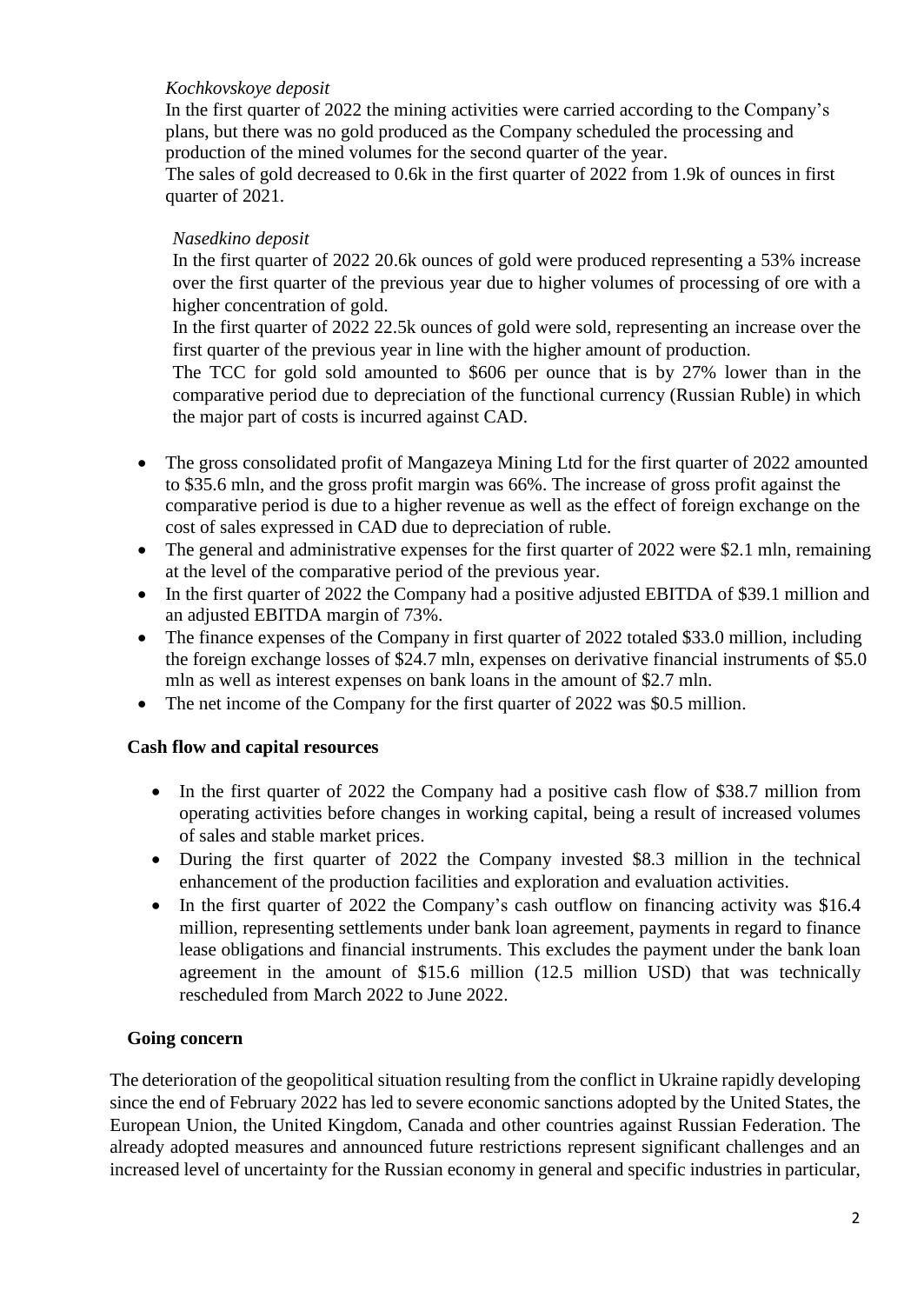*Kochkovskoye deposit*

In the first quarter of 2022 the mining activities were carried according to the Company's plans, but there was no gold produced as the Company scheduled the processing and production of the mined volumes for the second quarter of the year.

The sales of gold decreased to 0.6k in the first quarter of 2022 from 1.9k of ounces in first quarter of 2021.

*Nasedkino deposit*

In the first quarter of 2022 20.6k ounces of gold were produced representing a 53% increase over the first quarter of the previous year due to higher volumes of processing of ore with a higher concentration of gold.

In the first quarter of 2022 22.5k ounces of gold were sold, representing an increase over the first quarter of the previous year in line with the higher amount of production.

The TCC for gold sold amounted to $606 per ounce that is by 27% lower than in the comparative period due to depreciation of the functional currency (Russian Ruble) in which the major part of costs is incurred against CAD.

- The gross consolidated profit of Mangazeya Mining Ltd for the first quarter of 2022 amounted to $35.6 mln, and the gross profit margin was 66%. The increase of gross profit against the comparative period is due to a higher revenue as well as the effect of foreign exchange on the cost of sales expressed in CAD due to depreciation of ruble.
- The general and administrative expenses for the first quarter of 2022 were $2.1 mln, remaining at the level of the comparative period of the previous year.
- In the first quarter of 2022 the Company had a positive adjusted EBITDA of $39.1 million and an adjusted EBITDA margin of 73%.
- The finance expenses of the Company in first quarter of 2022 totaled $33.0 million, including the foreign exchange losses of $24.7 mln, expenses on derivative financial instruments of $5.0 mln as well as interest expenses on bank loans in the amount of $2.7 mln.
- The net income of the Company for the first quarter of 2022 was $0.5 million.

**Cash flow and capital resources**

- In the first quarter of 2022 the Company had a positive cash flow of $38.7 million from operating activities before changes in working capital, being a result of increased volumes of sales and stable market prices.
- During the first quarter of 2022 the Company invested $8.3 million in the technical enhancement of the production facilities and exploration and evaluation activities.
- In the first quarter of 2022 the Company's cash outflow on financing activity was $16.4 million, representing settlements under bank loan agreement, payments in regard to finance lease obligations and financial instruments. This excludes the payment under the bank loan agreement in the amount of $15.6 million (12.5 million USD) that was technically rescheduled from March 2022 to June 2022.

**Going concern**

The deterioration of the geopolitical situation resulting from the conflict in Ukraine rapidly developing since the end of February 2022 has led to severe economic sanctions adopted by the United States, the European Union, the United Kingdom, Canada and other countries against Russian Federation. The already adopted measures and announced future restrictions represent significant challenges and an increased level of uncertainty for the Russian economy in general and specific industries in particular,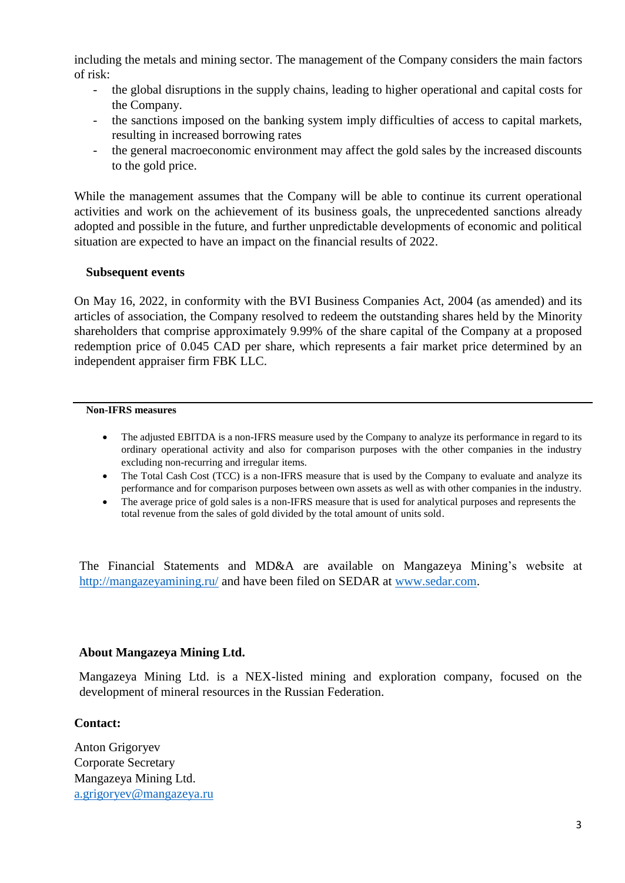including the metals and mining sector. The management of the Company considers the main factors of risk:

- the global disruptions in the supply chains, leading to higher operational and capital costs for the Company.
- the sanctions imposed on the banking system imply difficulties of access to capital markets, resulting in increased borrowing rates
- the general macroeconomic environment may affect the gold sales by the increased discounts to the gold price.

While the management assumes that the Company will be able to continue its current operational activities and work on the achievement of its business goals, the unprecedented sanctions already adopted and possible in the future, and further unpredictable developments of economic and political situation are expected to have an impact on the financial results of 2022.

**Subsequent events**

On May 16, 2022, in conformity with the BVI Business Companies Act, 2004 (as amended) and its articles of association, the Company resolved to redeem the outstanding shares held by the Minority shareholders that comprise approximately 9.99% of the share capital of the Company at a proposed redemption price of 0.045 CAD per share, which represents a fair market price determined by an independent appraiser firm FBK LLC.

---

**Non-IFRS measures**

- The adjusted EBITDA is a non-IFRS measure used by the Company to analyze its performance in regard to its ordinary operational activity and also for comparison purposes with the other companies in the industry excluding non-recurring and irregular items.
- The Total Cash Cost (TCC) is a non-IFRS measure that is used by the Company to evaluate and analyze its performance and for comparison purposes between own assets as well as with other companies in the industry.
- The average price of gold sales is a non-IFRS measure that is used for analytical purposes and represents the total revenue from the sales of gold divided by the total amount of units sold.

The Financial Statements and MD&A are available on Mangazeya Mining's website at http://mangazeyamining.ru/ and have been filed on SEDAR at www.sedar.com.

**About Mangazeya Mining Ltd.**

Mangazeya Mining Ltd. is a NEX-listed mining and exploration company, focused on the development of mineral resources in the Russian Federation.

**Contact:**

Anton Grigoryev
Corporate Secretary
Mangazeya Mining Ltd.
a.grigoryev@mangazeya.ru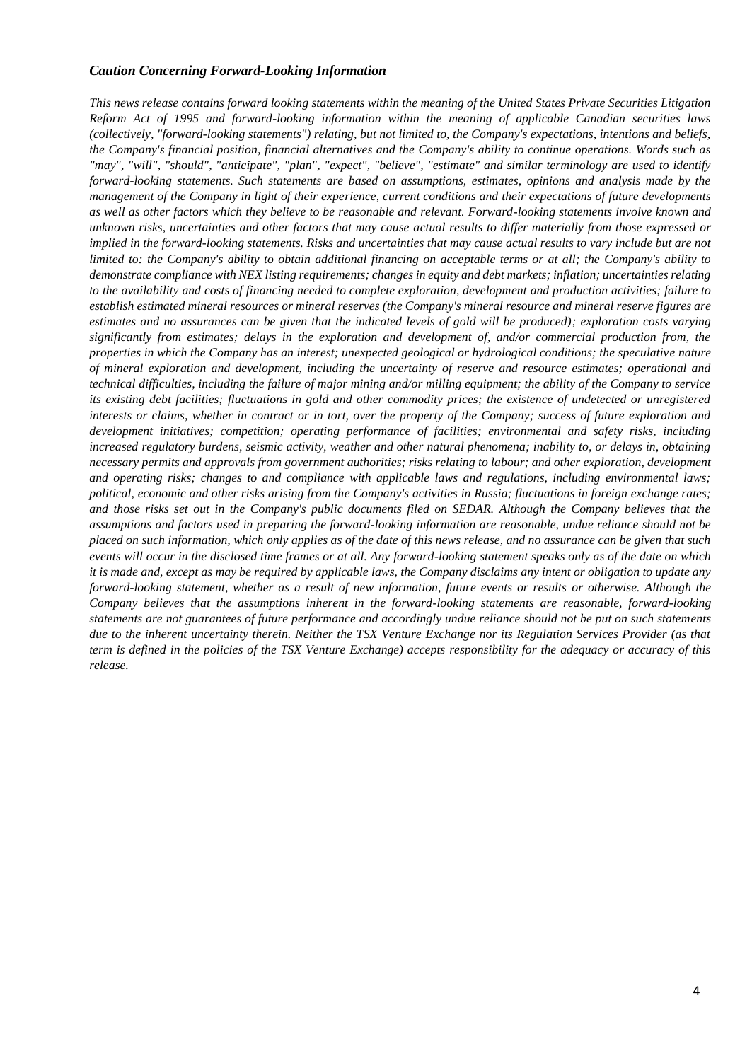### *Caution Concerning Forward-Looking Information*

*This news release contains forward looking statements within the meaning of the United States Private Securities Litigation Reform Act of 1995 and forward-looking information within the meaning of applicable Canadian securities laws (collectively, "forward-looking statements") relating, but not limited to, the Company's expectations, intentions and beliefs, the Company's financial position, financial alternatives and the Company's ability to continue operations. Words such as "may", "will", "should", "anticipate", "plan", "expect", "believe", "estimate" and similar terminology are used to identify forward-looking statements. Such statements are based on assumptions, estimates, opinions and analysis made by the management of the Company in light of their experience, current conditions and their expectations of future developments as well as other factors which they believe to be reasonable and relevant. Forward-looking statements involve known and unknown risks, uncertainties and other factors that may cause actual results to differ materially from those expressed or implied in the forward-looking statements. Risks and uncertainties that may cause actual results to vary include but are not limited to: the Company's ability to obtain additional financing on acceptable terms or at all; the Company's ability to demonstrate compliance with NEX listing requirements; changes in equity and debt markets; inflation; uncertainties relating to the availability and costs of financing needed to complete exploration, development and production activities; failure to establish estimated mineral resources or mineral reserves (the Company's mineral resource and mineral reserve figures are estimates and no assurances can be given that the indicated levels of gold will be produced); exploration costs varying significantly from estimates; delays in the exploration and development of, and/or commercial production from, the properties in which the Company has an interest; unexpected geological or hydrological conditions; the speculative nature of mineral exploration and development, including the uncertainty of reserve and resource estimates; operational and technical difficulties, including the failure of major mining and/or milling equipment; the ability of the Company to service its existing debt facilities; fluctuations in gold and other commodity prices; the existence of undetected or unregistered interests or claims, whether in contract or in tort, over the property of the Company; success of future exploration and development initiatives; competition; operating performance of facilities; environmental and safety risks, including increased regulatory burdens, seismic activity, weather and other natural phenomena; inability to, or delays in, obtaining necessary permits and approvals from government authorities; risks relating to labour; and other exploration, development and operating risks; changes to and compliance with applicable laws and regulations, including environmental laws; political, economic and other risks arising from the Company's activities in Russia; fluctuations in foreign exchange rates; and those risks set out in the Company's public documents filed on SEDAR. Although the Company believes that the assumptions and factors used in preparing the forward-looking information are reasonable, undue reliance should not be placed on such information, which only applies as of the date of this news release, and no assurance can be given that such events will occur in the disclosed time frames or at all. Any forward-looking statement speaks only as of the date on which it is made and, except as may be required by applicable laws, the Company disclaims any intent or obligation to update any forward-looking statement, whether as a result of new information, future events or results or otherwise. Although the Company believes that the assumptions inherent in the forward-looking statements are reasonable, forward-looking statements are not guarantees of future performance and accordingly undue reliance should not be put on such statements due to the inherent uncertainty therein. Neither the TSX Venture Exchange nor its Regulation Services Provider (as that term is defined in the policies of the TSX Venture Exchange) accepts responsibility for the adequacy or accuracy of this release.*